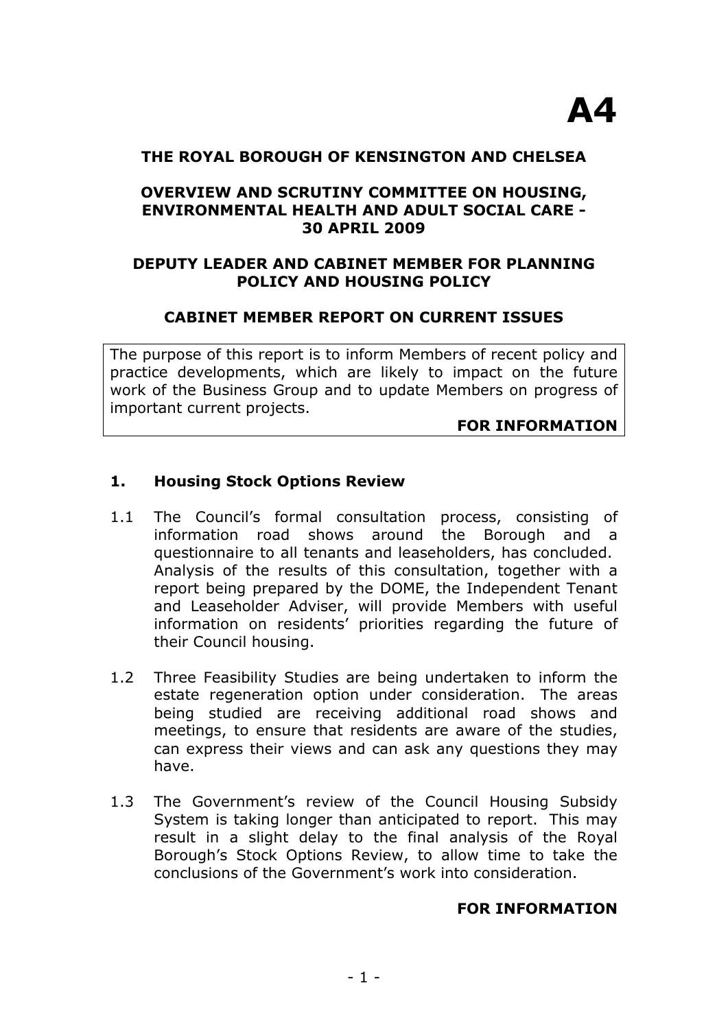# A4

**THE ROYAL BOROUGH OF KENSINGTON AND CHELSEA**

**OVERVIEW AND SCRUTINY COMMITTEE ON HOUSING, ENVIRONMENTAL HEALTH AND ADULT SOCIAL CARE - 30 APRIL 2009**

**DEPUTY LEADER AND CABINET MEMBER FOR PLANNING POLICY AND HOUSING POLICY**

**CABINET MEMBER REPORT ON CURRENT ISSUES**

The purpose of this report is to inform Members of recent policy and practice developments, which are likely to impact on the future work of the Business Group and to update Members on progress of important current projects.

**FOR INFORMATION**

## 1. Housing Stock Options Review

1.1 The Council's formal consultation process, consisting of information road shows around the Borough and a questionnaire to all tenants and leaseholders, has concluded. Analysis of the results of this consultation, together with a report being prepared by the DOME, the Independent Tenant and Leaseholder Adviser, will provide Members with useful information on residents' priorities regarding the future of their Council housing.

1.2 Three Feasibility Studies are being undertaken to inform the estate regeneration option under consideration. The areas being studied are receiving additional road shows and meetings, to ensure that residents are aware of the studies, can express their views and can ask any questions they may have.

1.3 The Government's review of the Council Housing Subsidy System is taking longer than anticipated to report. This may result in a slight delay to the final analysis of the Royal Borough's Stock Options Review, to allow time to take the conclusions of the Government's work into consideration.

**FOR INFORMATION**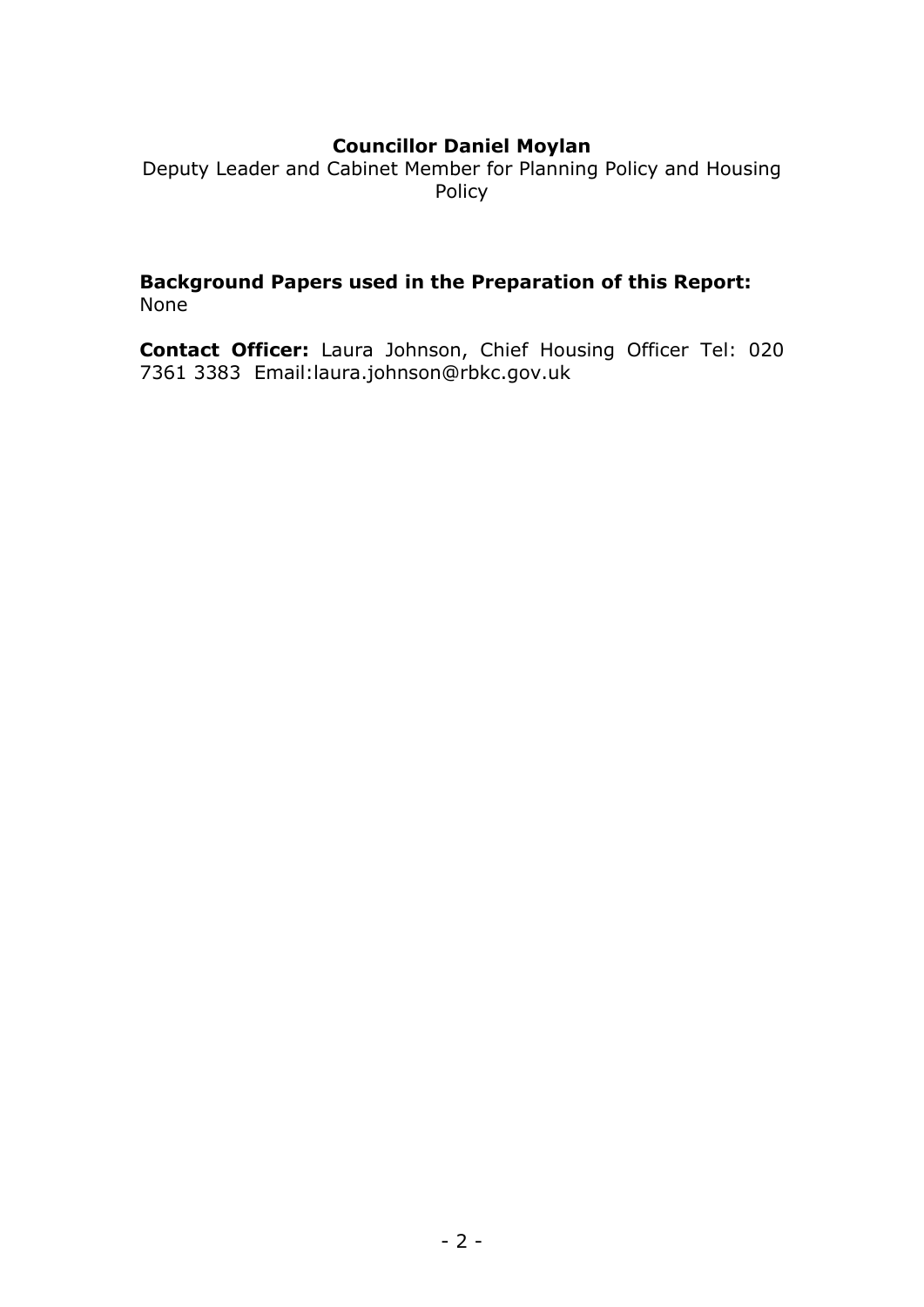**Councillor Daniel Moylan**
Deputy Leader and Cabinet Member for Planning Policy and Housing Policy

**Background Papers used in the Preparation of this Report:**
None

**Contact Officer:** Laura Johnson, Chief Housing Officer Tel: 020 7361 3383 Email:laura.johnson@rbkc.gov.uk